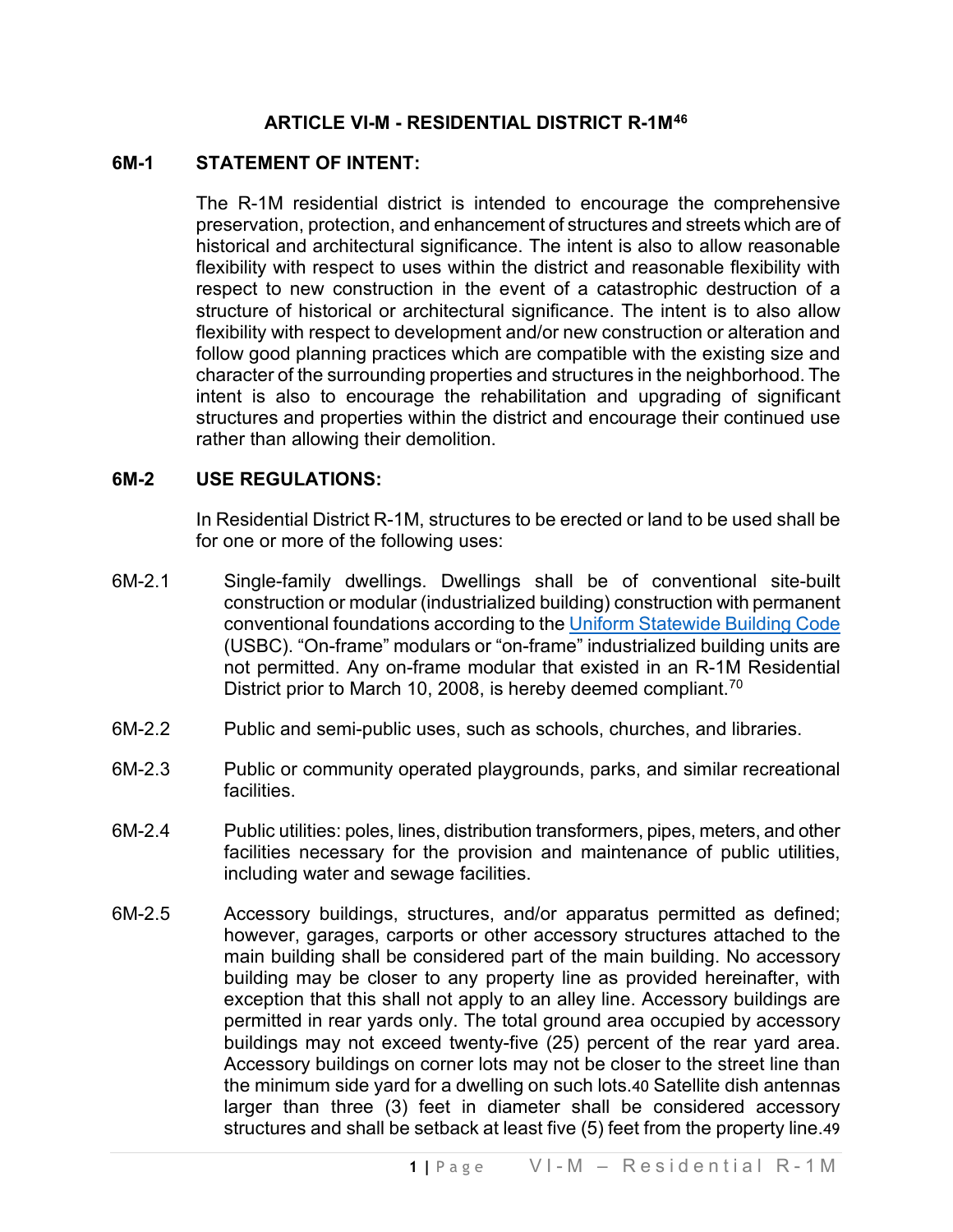# ARTICLE VI-M - RESIDENTIAL DISTRICT R-1M[46]

## 6M-1 STATEMENT OF INTENT:

The R-1M residential district is intended to encourage the comprehensive preservation, protection, and enhancement of structures and streets which are of historical and architectural significance. The intent is also to allow reasonable flexibility with respect to uses within the district and reasonable flexibility with respect to new construction in the event of a catastrophic destruction of a structure of historical or architectural significance. The intent is to also allow flexibility with respect to development and/or new construction or alteration and follow good planning practices which are compatible with the existing size and character of the surrounding properties and structures in the neighborhood. The intent is also to encourage the rehabilitation and upgrading of significant structures and properties within the district and encourage their continued use rather than allowing their demolition.

## 6M-2 USE REGULATIONS:

In Residential District R-1M, structures to be erected or land to be used shall be for one or more of the following uses:

6M-2.1 Single-family dwellings. Dwellings shall be of conventional site-built construction or modular (industrialized building) construction with permanent conventional foundations according to the [Uniform Statewide Building Code](#) (USBC). "On-frame" modulars or "on-frame" industrialized building units are not permitted. Any on-frame modular that existed in an R-1M Residential District prior to March 10, 2008, is hereby deemed compliant.[70]

6M-2.2 Public and semi-public uses, such as schools, churches, and libraries.

6M-2.3 Public or community operated playgrounds, parks, and similar recreational facilities.

6M-2.4 Public utilities: poles, lines, distribution transformers, pipes, meters, and other facilities necessary for the provision and maintenance of public utilities, including water and sewage facilities.

6M-2.5 Accessory buildings, structures, and/or apparatus permitted as defined; however, garages, carports or other accessory structures attached to the main building shall be considered part of the main building. No accessory building may be closer to any property line as provided hereinafter, with exception that this shall not apply to an alley line. Accessory buildings are permitted in rear yards only. The total ground area occupied by accessory buildings may not exceed twenty-five (25) percent of the rear yard area. Accessory buildings on corner lots may not be closer to the street line than the minimum side yard for a dwelling on such lots.[40] Satellite dish antennas larger than three (3) feet in diameter shall be considered accessory structures and shall be setback at least five (5) feet from the property line.[49]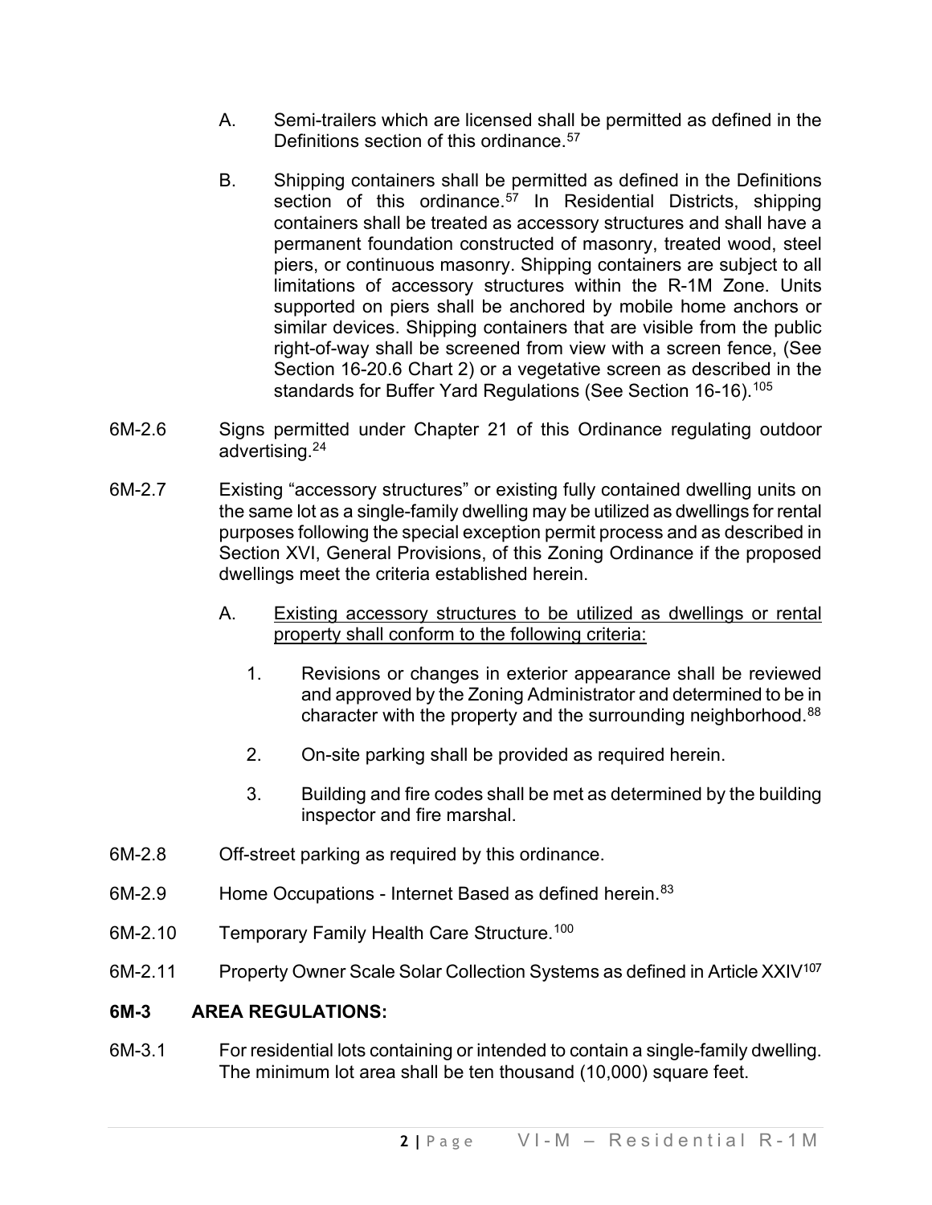A. Semi-trailers which are licensed shall be permitted as defined in the Definitions section of this ordinance.[57]

B. Shipping containers shall be permitted as defined in the Definitions section of this ordinance.[57] In Residential Districts, shipping containers shall be treated as accessory structures and shall have a permanent foundation constructed of masonry, treated wood, steel piers, or continuous masonry. Shipping containers are subject to all limitations of accessory structures within the R-1M Zone. Units supported on piers shall be anchored by mobile home anchors or similar devices. Shipping containers that are visible from the public right-of-way shall be screened from view with a screen fence, (See Section 16-20.6 Chart 2) or a vegetative screen as described in the standards for Buffer Yard Regulations (See Section 16-16).[105]

6M-2.6 Signs permitted under Chapter 21 of this Ordinance regulating outdoor advertising.[24]

6M-2.7 Existing "accessory structures" or existing fully contained dwelling units on the same lot as a single-family dwelling may be utilized as dwellings for rental purposes following the special exception permit process and as described in Section XVI, General Provisions, of this Zoning Ordinance if the proposed dwellings meet the criteria established herein.

A. <u>Existing accessory structures to be utilized as dwellings or rental property shall conform to the following criteria:</u>

1. Revisions or changes in exterior appearance shall be reviewed and approved by the Zoning Administrator and determined to be in character with the property and the surrounding neighborhood.[88]

2. On-site parking shall be provided as required herein.

3. Building and fire codes shall be met as determined by the building inspector and fire marshal.

6M-2.8 Off-street parking as required by this ordinance.

6M-2.9 Home Occupations - Internet Based as defined herein.[83]

6M-2.10 Temporary Family Health Care Structure.[100]

6M-2.11 Property Owner Scale Solar Collection Systems as defined in Article XXIV[107]

## 6M-3 AREA REGULATIONS:

6M-3.1 For residential lots containing or intended to contain a single-family dwelling. The minimum lot area shall be ten thousand (10,000) square feet.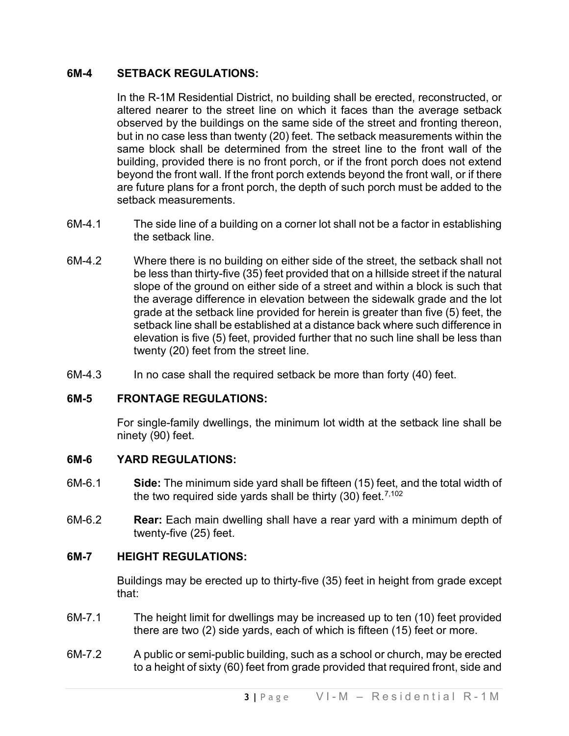**6M-4 SETBACK REGULATIONS:**

In the R-1M Residential District, no building shall be erected, reconstructed, or altered nearer to the street line on which it faces than the average setback observed by the buildings on the same side of the street and fronting thereon, but in no case less than twenty (20) feet. The setback measurements within the same block shall be determined from the street line to the front wall of the building, provided there is no front porch, or if the front porch does not extend beyond the front wall. If the front porch extends beyond the front wall, or if there are future plans for a front porch, the depth of such porch must be added to the setback measurements.

6M-4.1 The side line of a building on a corner lot shall not be a factor in establishing the setback line.

6M-4.2 Where there is no building on either side of the street, the setback shall not be less than thirty-five (35) feet provided that on a hillside street if the natural slope of the ground on either side of a street and within a block is such that the average difference in elevation between the sidewalk grade and the lot grade at the setback line provided for herein is greater than five (5) feet, the setback line shall be established at a distance back where such difference in elevation is five (5) feet, provided further that no such line shall be less than twenty (20) feet from the street line.

6M-4.3 In no case shall the required setback be more than forty (40) feet.

**6M-5 FRONTAGE REGULATIONS:**

For single-family dwellings, the minimum lot width at the setback line shall be ninety (90) feet.

**6M-6 YARD REGULATIONS:**

6M-6.1 **Side:** The minimum side yard shall be fifteen (15) feet, and the total width of the two required side yards shall be thirty (30) feet.[7,102]

6M-6.2 **Rear:** Each main dwelling shall have a rear yard with a minimum depth of twenty-five (25) feet.

**6M-7 HEIGHT REGULATIONS:**

Buildings may be erected up to thirty-five (35) feet in height from grade except that:

6M-7.1 The height limit for dwellings may be increased up to ten (10) feet provided there are two (2) side yards, each of which is fifteen (15) feet or more.

6M-7.2 A public or semi-public building, such as a school or church, may be erected to a height of sixty (60) feet from grade provided that required front, side and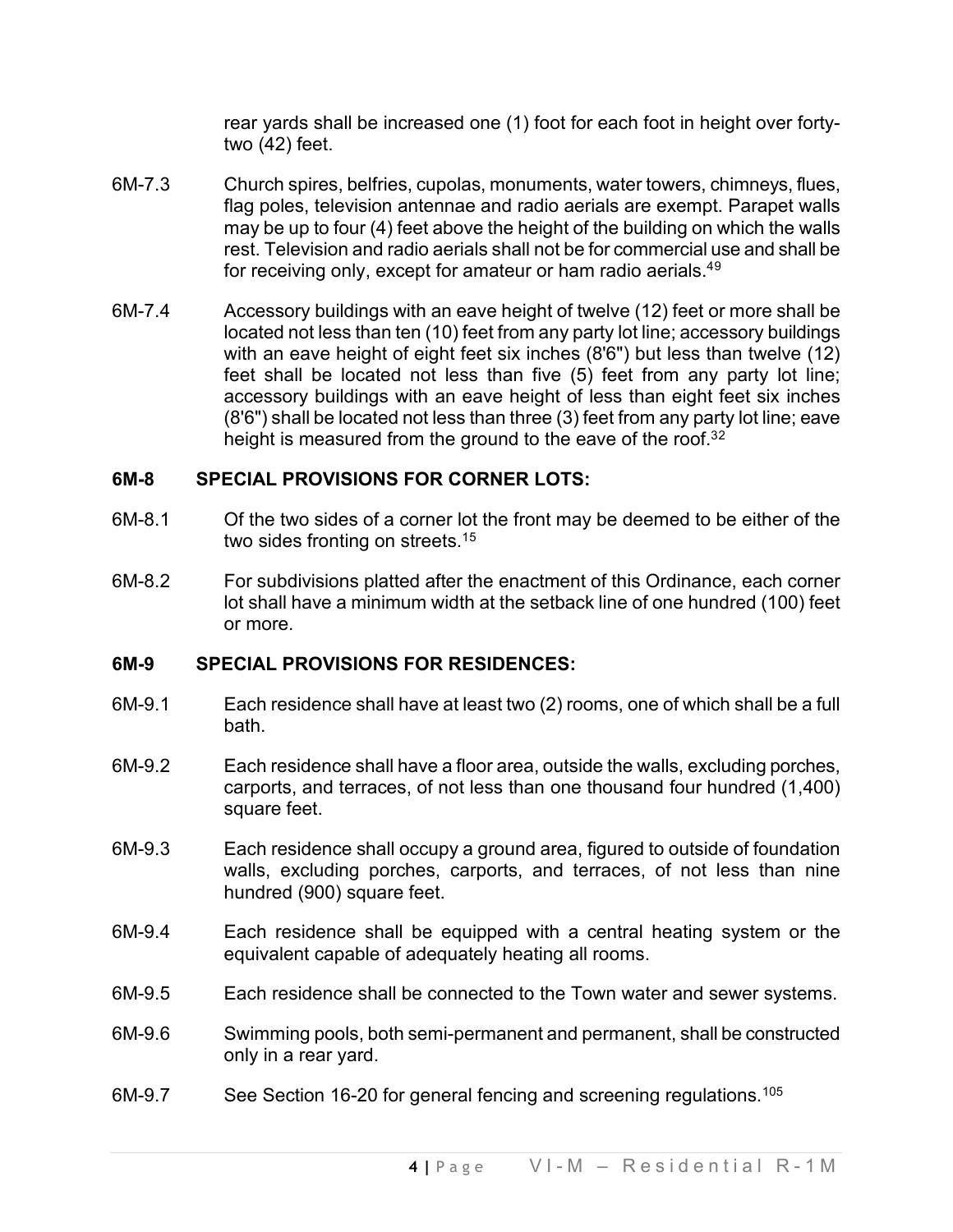rear yards shall be increased one (1) foot for each foot in height over forty-two (42) feet.

6M-7.3 Church spires, belfries, cupolas, monuments, water towers, chimneys, flues, flag poles, television antennae and radio aerials are exempt. Parapet walls may be up to four (4) feet above the height of the building on which the walls rest. Television and radio aerials shall not be for commercial use and shall be for receiving only, except for amateur or ham radio aerials.[49]

6M-7.4 Accessory buildings with an eave height of twelve (12) feet or more shall be located not less than ten (10) feet from any party lot line; accessory buildings with an eave height of eight feet six inches (8'6") but less than twelve (12) feet shall be located not less than five (5) feet from any party lot line; accessory buildings with an eave height of less than eight feet six inches (8'6") shall be located not less than three (3) feet from any party lot line; eave height is measured from the ground to the eave of the roof.[32]

**6M-8 SPECIAL PROVISIONS FOR CORNER LOTS:**

6M-8.1 Of the two sides of a corner lot the front may be deemed to be either of the two sides fronting on streets.[15]

6M-8.2 For subdivisions platted after the enactment of this Ordinance, each corner lot shall have a minimum width at the setback line of one hundred (100) feet or more.

**6M-9 SPECIAL PROVISIONS FOR RESIDENCES:**

6M-9.1 Each residence shall have at least two (2) rooms, one of which shall be a full bath.

6M-9.2 Each residence shall have a floor area, outside the walls, excluding porches, carports, and terraces, of not less than one thousand four hundred (1,400) square feet.

6M-9.3 Each residence shall occupy a ground area, figured to outside of foundation walls, excluding porches, carports, and terraces, of not less than nine hundred (900) square feet.

6M-9.4 Each residence shall be equipped with a central heating system or the equivalent capable of adequately heating all rooms.

6M-9.5 Each residence shall be connected to the Town water and sewer systems.

6M-9.6 Swimming pools, both semi-permanent and permanent, shall be constructed only in a rear yard.

6M-9.7 See Section 16-20 for general fencing and screening regulations.[105]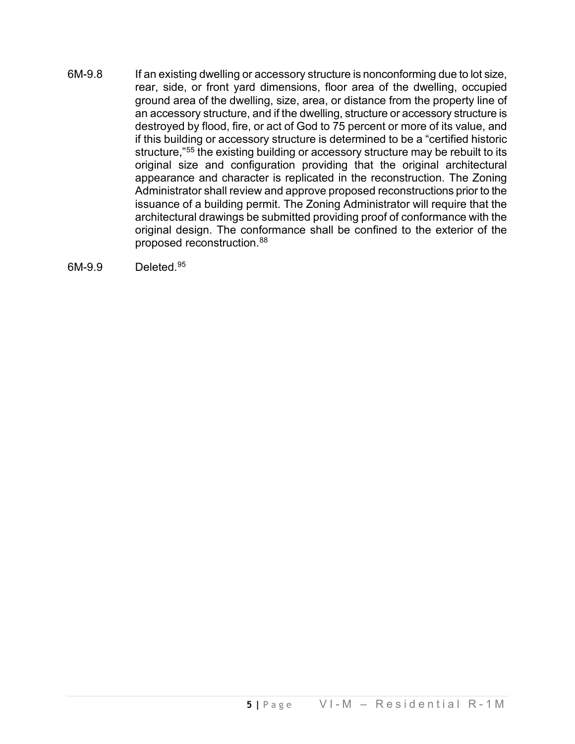6M-9.8 If an existing dwelling or accessory structure is nonconforming due to lot size, rear, side, or front yard dimensions, floor area of the dwelling, occupied ground area of the dwelling, size, area, or distance from the property line of an accessory structure, and if the dwelling, structure or accessory structure is destroyed by flood, fire, or act of God to 75 percent or more of its value, and if this building or accessory structure is determined to be a "certified historic structure,"[55] the existing building or accessory structure may be rebuilt to its original size and configuration providing that the original architectural appearance and character is replicated in the reconstruction. The Zoning Administrator shall review and approve proposed reconstructions prior to the issuance of a building permit. The Zoning Administrator will require that the architectural drawings be submitted providing proof of conformance with the original design. The conformance shall be confined to the exterior of the proposed reconstruction.[88]

6M-9.9 Deleted.[95]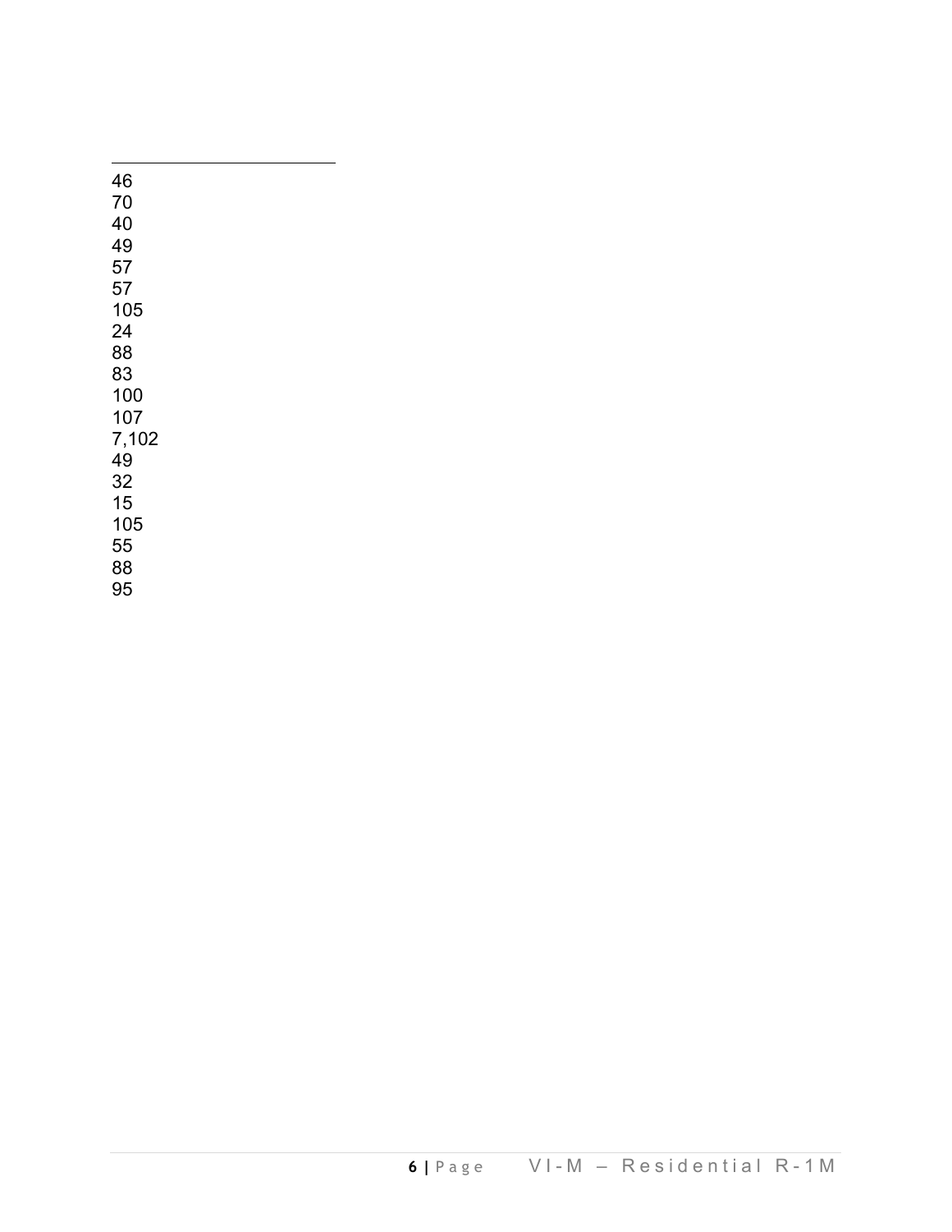46
70
40
49
57
57
105
24
88
83
100
107
7,102
49
32
15
105
55
88
95